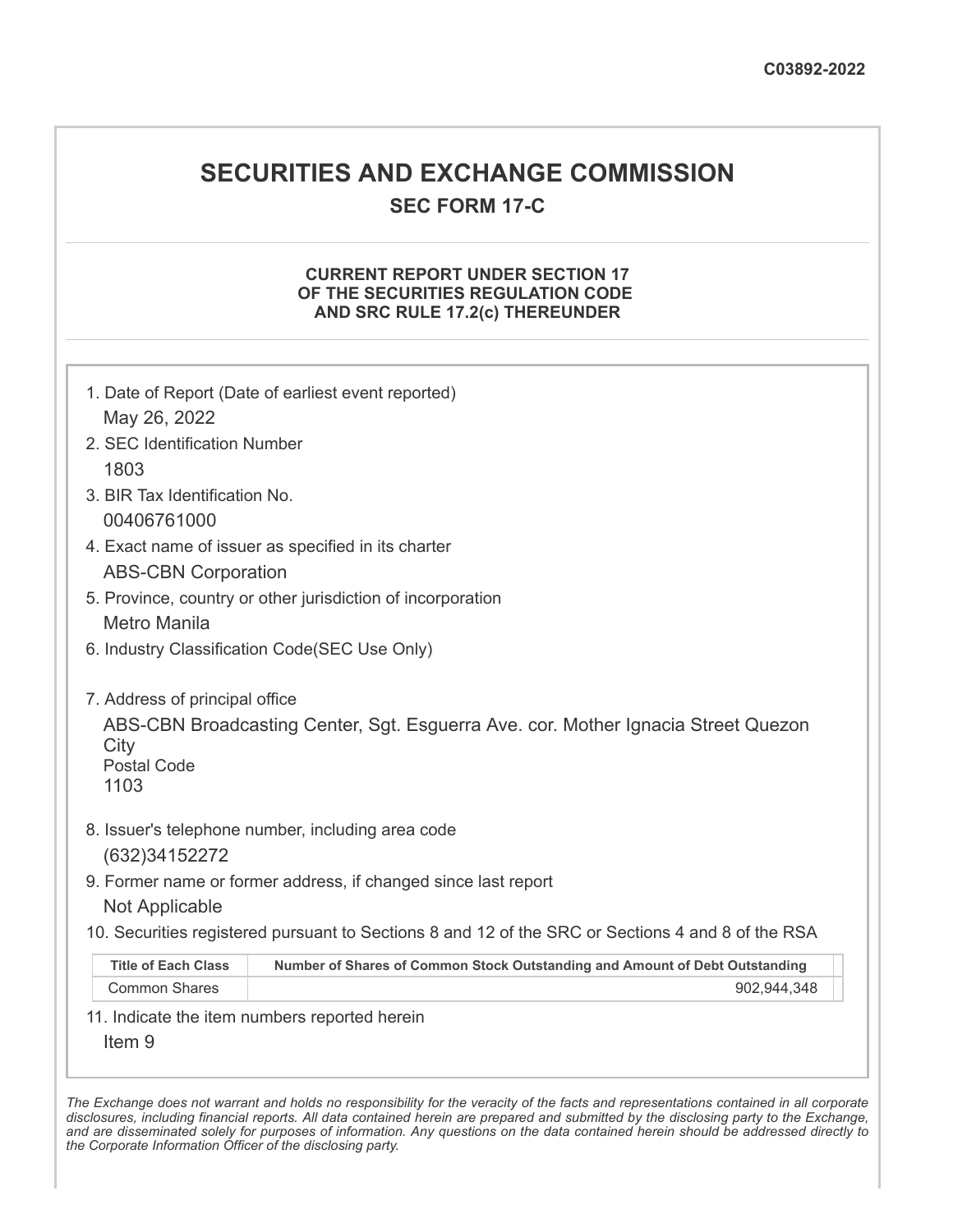C03892-2022

# SECURITIES AND EXCHANGE COMMISSION

## SEC FORM 17-C

### CURRENT REPORT UNDER SECTION 17 OF THE SECURITIES REGULATION CODE AND SRC RULE 17.2(c) THEREUNDER

1. Date of Report (Date of earliest event reported)

   May 26, 2022

2. SEC Identification Number

   1803

3. BIR Tax Identification No.

   00406761000

4. Exact name of issuer as specified in its charter

   ABS-CBN Corporation

5. Province, country or other jurisdiction of incorporation

   Metro Manila

6. Industry Classification Code(SEC Use Only)

7. Address of principal office

   ABS-CBN Broadcasting Center, Sgt. Esguerra Ave. cor. Mother Ignacia Street Quezon City

   Postal Code

   1103

8. Issuer's telephone number, including area code

   (632)34152272

9. Former name or former address, if changed since last report

   Not Applicable

10. Securities registered pursuant to Sections 8 and 12 of the SRC or Sections 4 and 8 of the RSA

| Title of Each Class | Number of Shares of Common Stock Outstanding and Amount of Debt Outstanding |
|---|---|
| Common Shares | 902,944,348 |

11. Indicate the item numbers reported herein

    Item 9

*The Exchange does not warrant and holds no responsibility for the veracity of the facts and representations contained in all corporate disclosures, including financial reports. All data contained herein are prepared and submitted by the disclosing party to the Exchange, and are disseminated solely for purposes of information. Any questions on the data contained herein should be addressed directly to the Corporate Information Officer of the disclosing party.*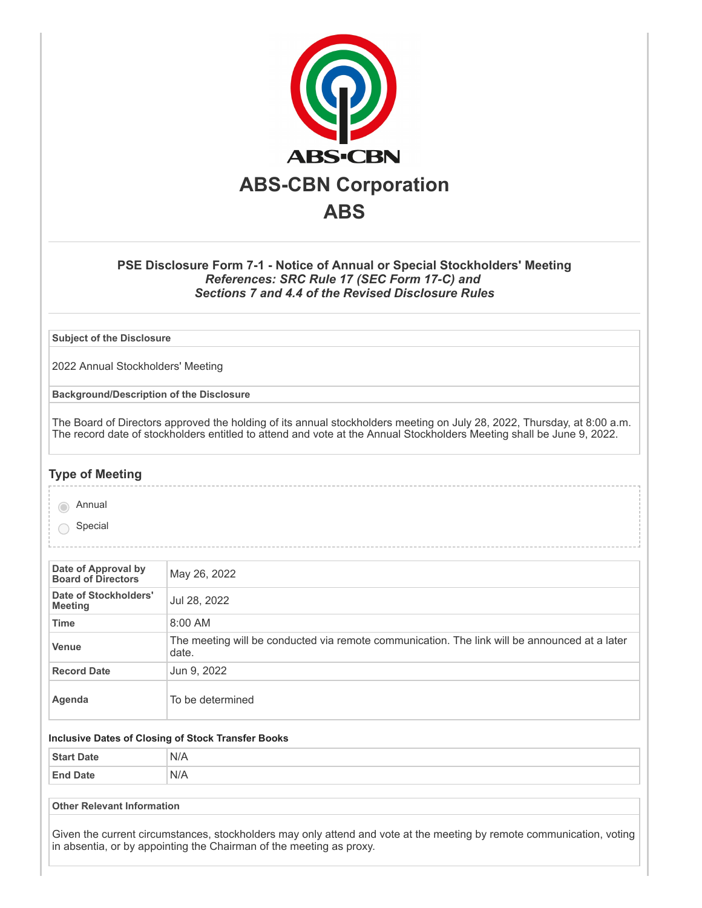# ABS-CBN Corporation

## ABS

### PSE Disclosure Form 7-1 - Notice of Annual or Special Stockholders' Meeting

***References: SRC Rule 17 (SEC Form 17-C) and Sections 7 and 4.4 of the Revised Disclosure Rules***

| **Subject of the Disclosure** |
| --- |
| 2022 Annual Stockholders' Meeting |

| **Background/Description of the Disclosure** |
| --- |
| The Board of Directors approved the holding of its annual stockholders meeting on July 28, 2022, Thursday, at 8:00 a.m. The record date of stockholders entitled to attend and vote at the Annual Stockholders Meeting shall be June 9, 2022. |

## Type of Meeting

- [x] Annual
- [ ] Special

| | |
| --- | --- |
| **Date of Approval by Board of Directors** | May 26, 2022 |
| **Date of Stockholders' Meeting** | Jul 28, 2022 |
| **Time** | 8:00 AM |
| **Venue** | The meeting will be conducted via remote communication. The link will be announced at a later date. |
| **Record Date** | Jun 9, 2022 |
| **Agenda** | To be determined |

**Inclusive Dates of Closing of Stock Transfer Books**

| | |
| --- | --- |
| **Start Date** | N/A |
| **End Date** | N/A |

| **Other Relevant Information** |
| --- |
| Given the current circumstances, stockholders may only attend and vote at the meeting by remote communication, voting in absentia, or by appointing the Chairman of the meeting as proxy. |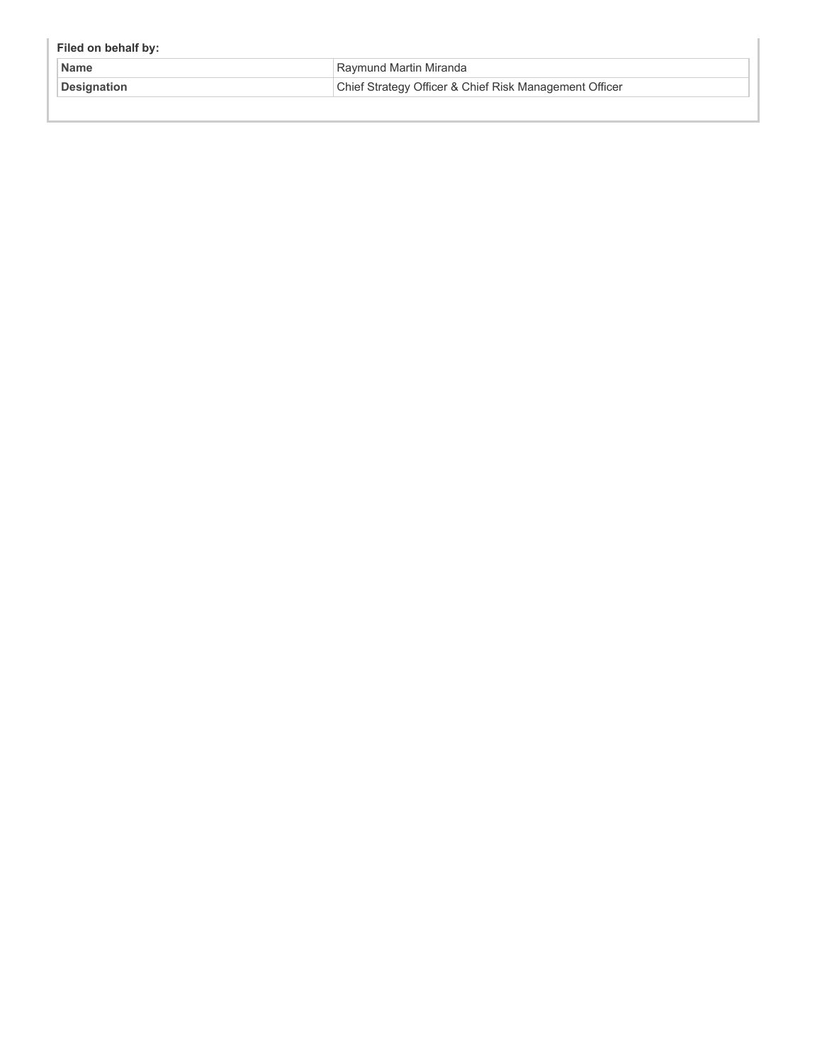**Filed on behalf by:**

| Name | Raymund Martin Miranda |
| --- | --- |
| Designation | Chief Strategy Officer & Chief Risk Management Officer |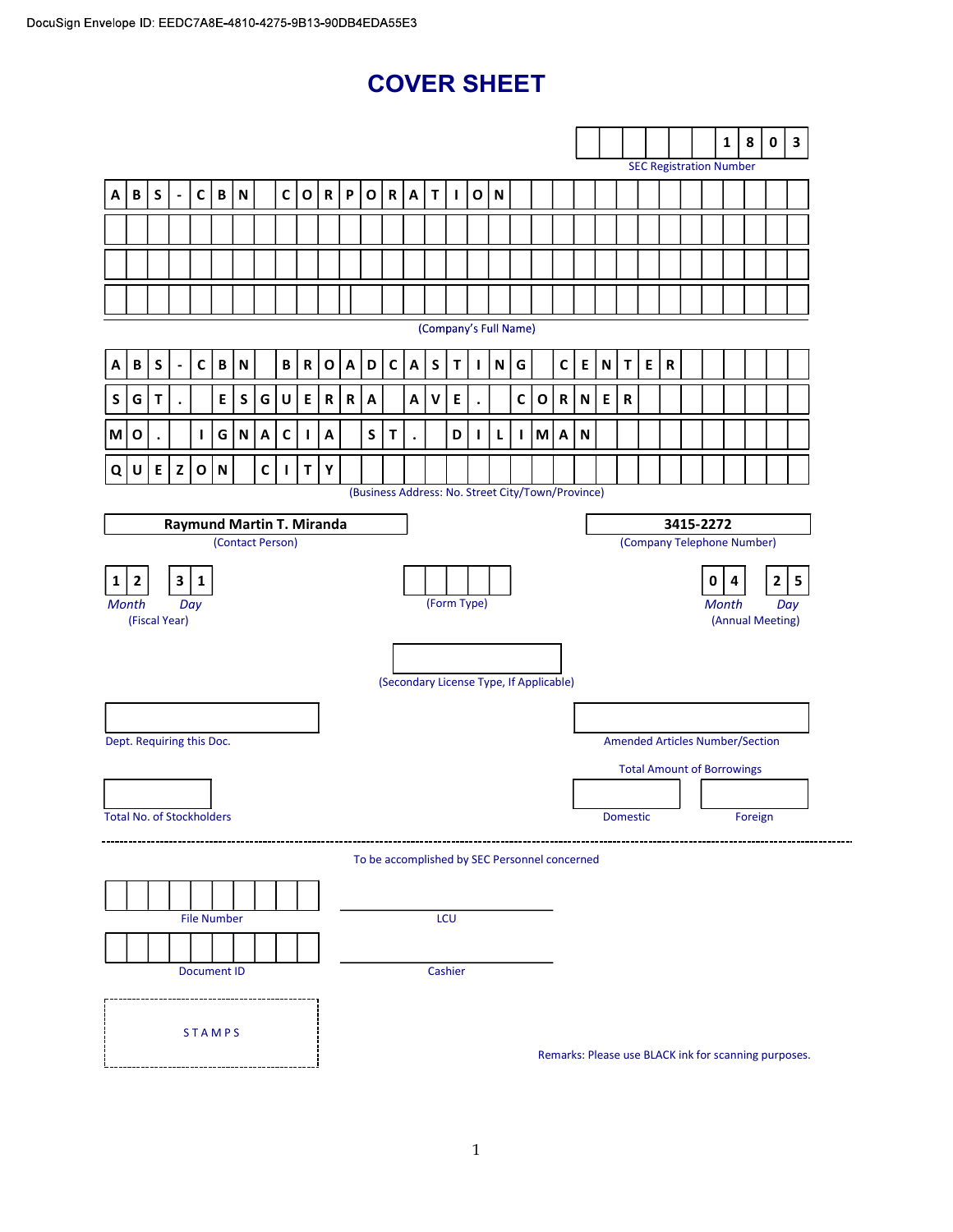DocuSign Envelope ID: EEDC7A8E-4810-4275-9B13-90DB4EDA55E3

# COVER SHEET

**18803**

SEC Registration Number

**ABS-CBN CORPORATION**

(Company's Full Name)

**ABS-CBN BROADCASTING CENTER**
**SGT. ESGUERRA AVE. CORNER**
**MO. IGNACIA ST. DILIMAN**
**QUEZON CITY**

(Business Address: No. Street City/Town/Province)

| **Raymund Martin T. Miranda** | **3415-2272** |
|---|---|
| (Contact Person) | (Company Telephone Number) |

| **12** | **31** | | **04** | **25** |
|---|---|---|---|---|
| *Month* | *Day* | (Form Type) | *Month* | *Day* |
| (Fiscal Year) | | | (Annual Meeting) | |

(Secondary License Type, If Applicable)

Dept. Requiring this Doc.

Amended Articles Number/Section

Total Amount of Borrowings

Total No. of Stockholders

Domestic

Foreign

---

To be accomplished by SEC Personnel concerned

File Number

LCU

Document ID

Cashier

STAMPS

Remarks: Please use BLACK ink for scanning purposes.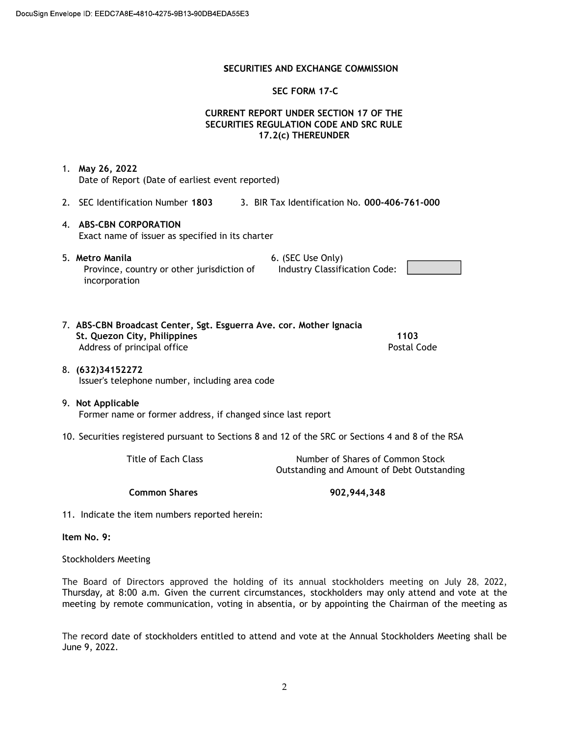DocuSign Envelope ID: EEDC7A8E-4810-4275-9B13-90DB4EDA55E3

**SECURITIES AND EXCHANGE COMMISSION**

**SEC FORM 17-C**

**CURRENT REPORT UNDER SECTION 17 OF THE SECURITIES REGULATION CODE AND SRC RULE 17.2(c) THEREUNDER**

1. **May 26, 2022**
   Date of Report (Date of earliest event reported)

2. SEC Identification Number **1803** 3. BIR Tax Identification No. **000-406-761-000**

4. **ABS-CBN CORPORATION**
   Exact name of issuer as specified in its charter

5. **Metro Manila**
   Province, country or other jurisdiction of incorporation

6. (SEC Use Only)
   Industry Classification Code:

7. **ABS-CBN Broadcast Center, Sgt. Esguerra Ave. cor. Mother Ignacia St. Quezon City, Philippines** **1103**
   Address of principal office Postal Code

8. **(632)34152272**
   Issuer's telephone number, including area code

9. **Not Applicable**
   Former name or former address, if changed since last report

10. Securities registered pursuant to Sections 8 and 12 of the SRC or Sections 4 and 8 of the RSA

| Title of Each Class | Number of Shares of Common Stock Outstanding and Amount of Debt Outstanding |
|---|---|
| **Common Shares** | **902,944,348** |

11. Indicate the item numbers reported herein:

**Item No. 9:**

Stockholders Meeting

The Board of Directors approved the holding of its annual stockholders meeting on July 28, 2022, Thursday, at 8:00 a.m. Given the current circumstances, stockholders may only attend and vote at the meeting by remote communication, voting in absentia, or by appointing the Chairman of the meeting as

The record date of stockholders entitled to attend and vote at the Annual Stockholders Meeting shall be June 9, 2022.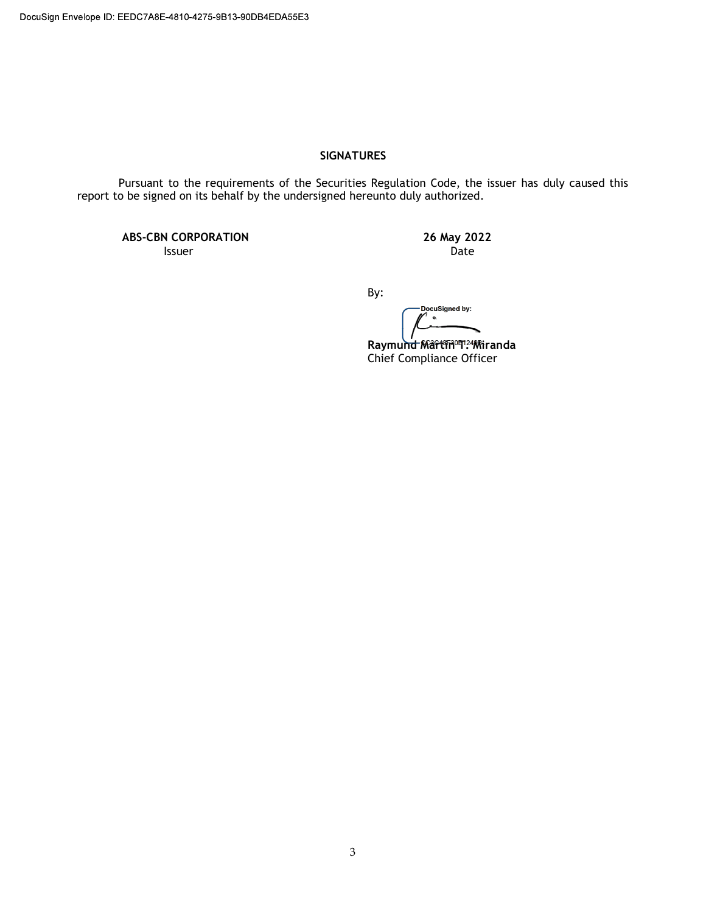DocuSign Envelope ID: EEDC7A8E-4810-4275-9B13-90DB4EDA55E3

## SIGNATURES

Pursuant to the requirements of the Securities Regulation Code, the issuer has duly caused this report to be signed on its behalf by the undersigned hereunto duly authorized.

| | |
|---|---|
| **ABS-CBN CORPORATION** | **26 May 2022** |
| Issuer | Date |

By:

DocuSigned by:

**Raymund Martin T. Miranda**
Chief Compliance Officer